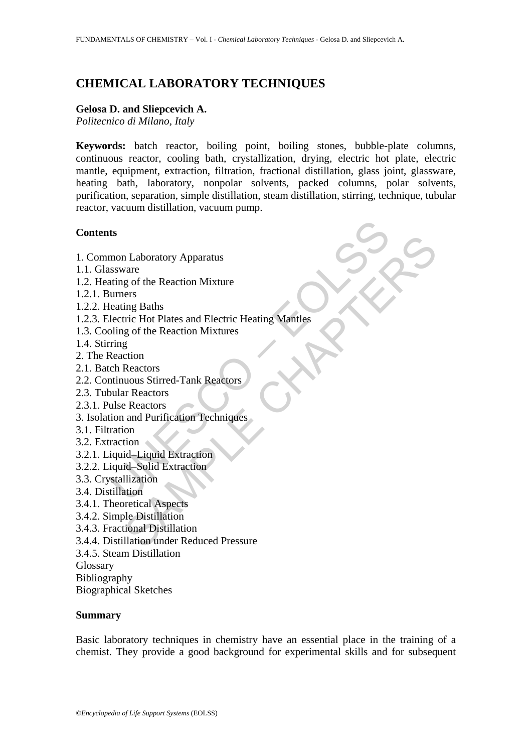# CHEMICAL LABORATORY TECHNIQUES

**Gelosa D. and Sliepcevich A.**
*Politecnico di Milano, Italy*

**Keywords:** batch reactor, boiling point, boiling stones, bubble-plate columns, continuous reactor, cooling bath, crystallization, drying, electric hot plate, electric mantle, equipment, extraction, filtration, fractional distillation, glass joint, glassware, heating bath, laboratory, nonpolar solvents, packed columns, polar solvents, purification, separation, simple distillation, steam distillation, stirring, technique, tubular reactor, vacuum distillation, vacuum pump.

## Contents

1. Common Laboratory Apparatus
1.1. Glassware
1.2. Heating of the Reaction Mixture
1.2.1. Burners
1.2.2. Heating Baths
1.2.3. Electric Hot Plates and Electric Heating Mantles
1.3. Cooling of the Reaction Mixtures
1.4. Stirring
2. The Reaction
2.1. Batch Reactors
2.2. Continuous Stirred-Tank Reactors
2.3. Tubular Reactors
2.3.1. Pulse Reactors
3. Isolation and Purification Techniques
3.1. Filtration
3.2. Extraction
3.2.1. Liquid–Liquid Extraction
3.2.2. Liquid–Solid Extraction
3.3. Crystallization
3.4. Distillation
3.4.1. Theoretical Aspects
3.4.2. Simple Distillation
3.4.3. Fractional Distillation
3.4.4. Distillation under Reduced Pressure
3.4.5. Steam Distillation
Glossary
Bibliography
Biographical Sketches

## Summary

Basic laboratory techniques in chemistry have an essential place in the training of a chemist. They provide a good background for experimental skills and for subsequent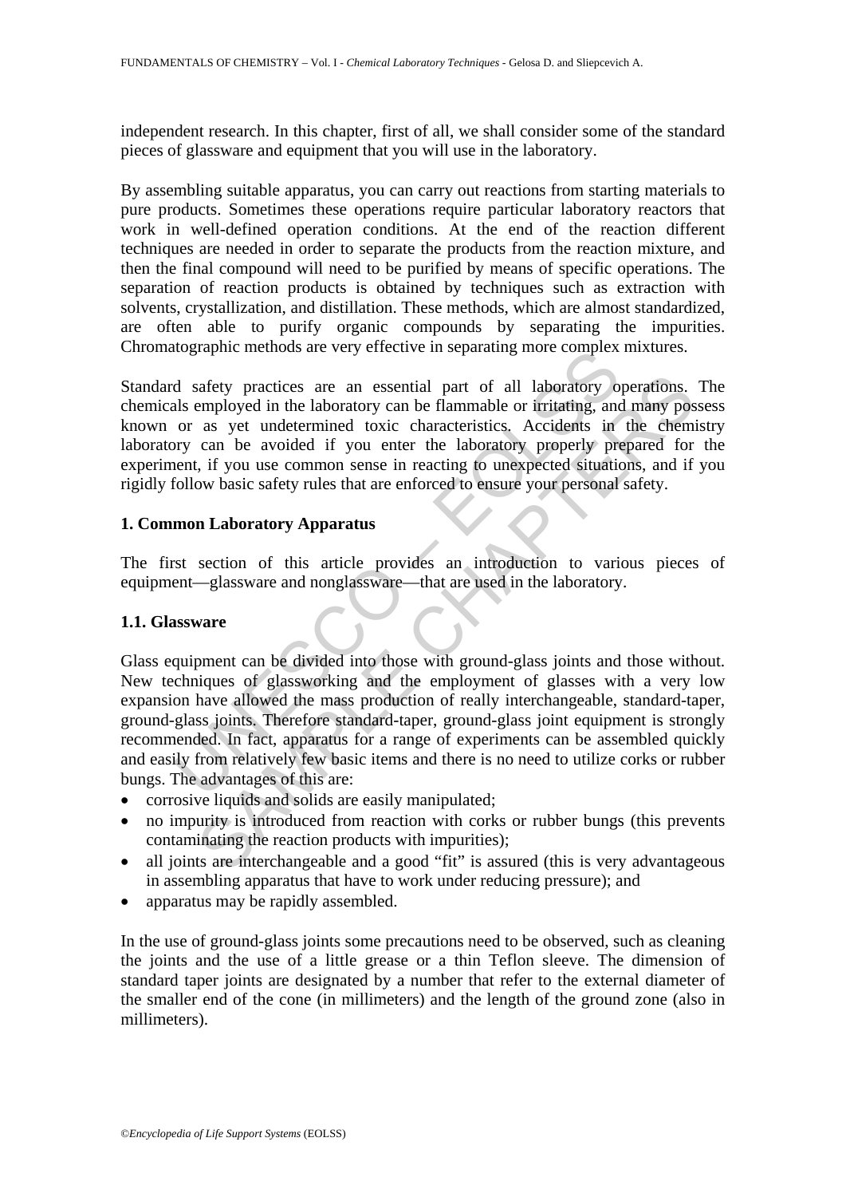independent research. In this chapter, first of all, we shall consider some of the standard pieces of glassware and equipment that you will use in the laboratory.

By assembling suitable apparatus, you can carry out reactions from starting materials to pure products. Sometimes these operations require particular laboratory reactors that work in well-defined operation conditions. At the end of the reaction different techniques are needed in order to separate the products from the reaction mixture, and then the final compound will need to be purified by means of specific operations. The separation of reaction products is obtained by techniques such as extraction with solvents, crystallization, and distillation. These methods, which are almost standardized, are often able to purify organic compounds by separating the impurities. Chromatographic methods are very effective in separating more complex mixtures.

Standard safety practices are an essential part of all laboratory operations. The chemicals employed in the laboratory can be flammable or irritating, and many possess known or as yet undetermined toxic characteristics. Accidents in the chemistry laboratory can be avoided if you enter the laboratory properly prepared for the experiment, if you use common sense in reacting to unexpected situations, and if you rigidly follow basic safety rules that are enforced to ensure your personal safety.

## 1. Common Laboratory Apparatus

The first section of this article provides an introduction to various pieces of equipment—glassware and nonglassware—that are used in the laboratory.

### 1.1. Glassware

Glass equipment can be divided into those with ground-glass joints and those without. New techniques of glassworking and the employment of glasses with a very low expansion have allowed the mass production of really interchangeable, standard-taper, ground-glass joints. Therefore standard-taper, ground-glass joint equipment is strongly recommended. In fact, apparatus for a range of experiments can be assembled quickly and easily from relatively few basic items and there is no need to utilize corks or rubber bungs. The advantages of this are:

- corrosive liquids and solids are easily manipulated;
- no impurity is introduced from reaction with corks or rubber bungs (this prevents contaminating the reaction products with impurities);
- all joints are interchangeable and a good "fit" is assured (this is very advantageous in assembling apparatus that have to work under reducing pressure); and
- apparatus may be rapidly assembled.

In the use of ground-glass joints some precautions need to be observed, such as cleaning the joints and the use of a little grease or a thin Teflon sleeve. The dimension of standard taper joints are designated by a number that refer to the external diameter of the smaller end of the cone (in millimeters) and the length of the ground zone (also in millimeters).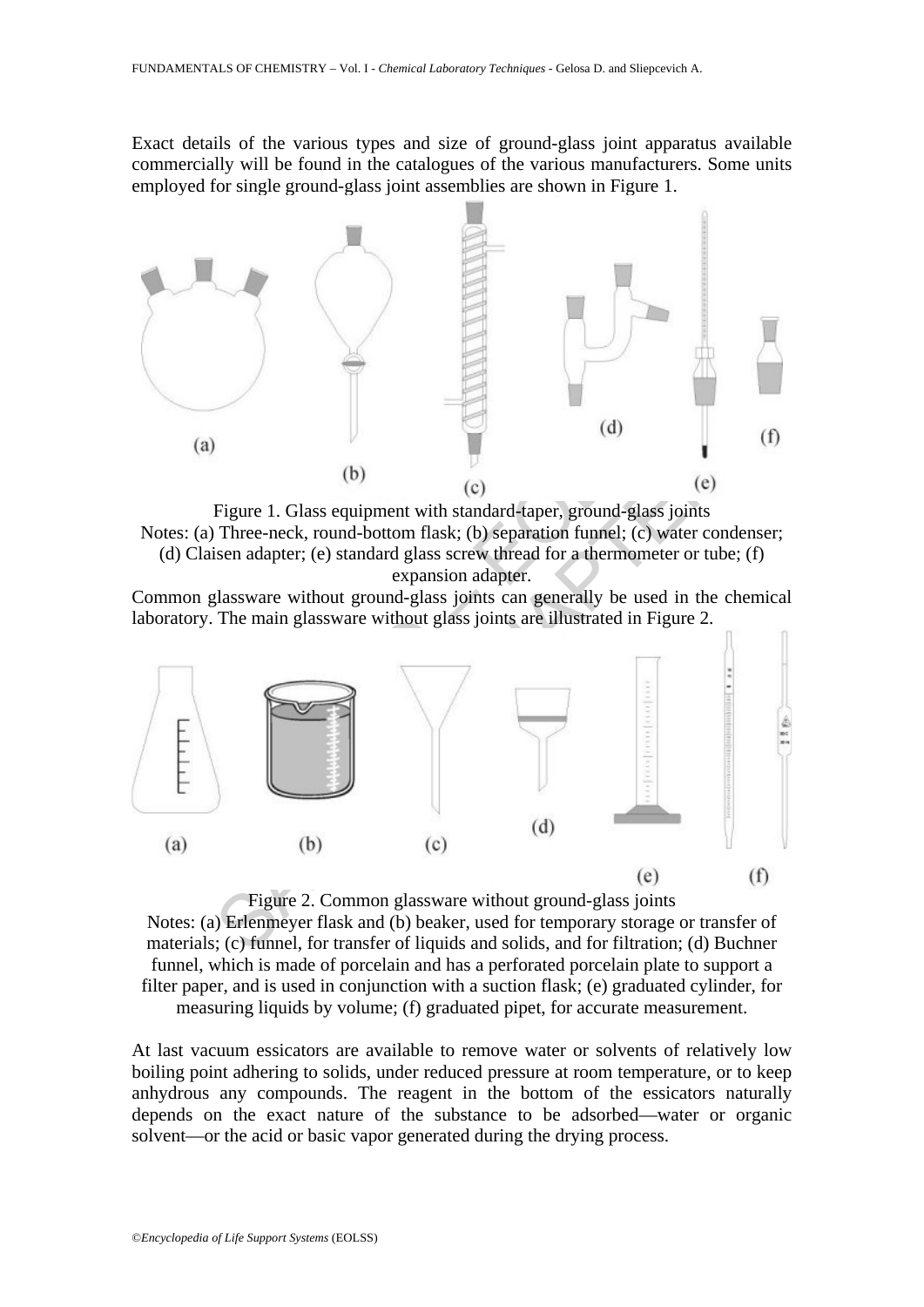Exact details of the various types and size of ground-glass joint apparatus available commercially will be found in the catalogues of the various manufacturers. Some units employed for single ground-glass joint assemblies are shown in Figure 1.

Figure 1. Glass equipment with standard-taper, ground-glass joints

Notes: (a) Three-neck, round-bottom flask; (b) separation funnel; (c) water condenser; (d) Claisen adapter; (e) standard glass screw thread for a thermometer or tube; (f) expansion adapter.

Common glassware without ground-glass joints can generally be used in the chemical laboratory. The main glassware without glass joints are illustrated in Figure 2.

Figure 2. Common glassware without ground-glass joints

Notes: (a) Erlenmeyer flask and (b) beaker, used for temporary storage or transfer of materials; (c) funnel, for transfer of liquids and solids, and for filtration; (d) Buchner funnel, which is made of porcelain and has a perforated porcelain plate to support a filter paper, and is used in conjunction with a suction flask; (e) graduated cylinder, for measuring liquids by volume; (f) graduated pipet, for accurate measurement.

At last vacuum essicators are available to remove water or solvents of relatively low boiling point adhering to solids, under reduced pressure at room temperature, or to keep anhydrous any compounds. The reagent in the bottom of the essicators naturally depends on the exact nature of the substance to be adsorbed—water or organic solvent—or the acid or basic vapor generated during the drying process.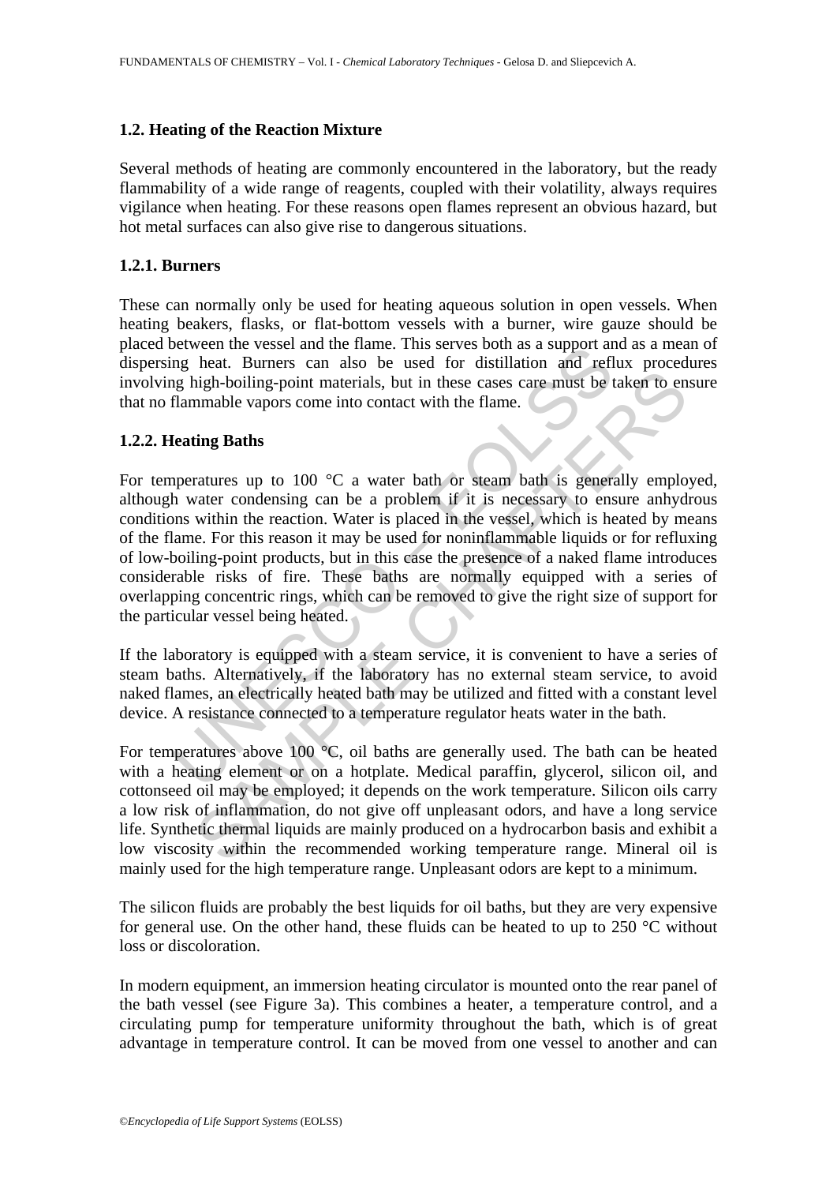### 1.2. Heating of the Reaction Mixture

Several methods of heating are commonly encountered in the laboratory, but the ready flammability of a wide range of reagents, coupled with their volatility, always requires vigilance when heating. For these reasons open flames represent an obvious hazard, but hot metal surfaces can also give rise to dangerous situations.

#### 1.2.1. Burners

These can normally only be used for heating aqueous solution in open vessels. When heating beakers, flasks, or flat-bottom vessels with a burner, wire gauze should be placed between the vessel and the flame. This serves both as a support and as a mean of dispersing heat. Burners can also be used for distillation and reflux procedures involving high-boiling-point materials, but in these cases care must be taken to ensure that no flammable vapors come into contact with the flame.

#### 1.2.2. Heating Baths

For temperatures up to 100 °C a water bath or steam bath is generally employed, although water condensing can be a problem if it is necessary to ensure anhydrous conditions within the reaction. Water is placed in the vessel, which is heated by means of the flame. For this reason it may be used for noninflammable liquids or for refluxing of low-boiling-point products, but in this case the presence of a naked flame introduces considerable risks of fire. These baths are normally equipped with a series of overlapping concentric rings, which can be removed to give the right size of support for the particular vessel being heated.

If the laboratory is equipped with a steam service, it is convenient to have a series of steam baths. Alternatively, if the laboratory has no external steam service, to avoid naked flames, an electrically heated bath may be utilized and fitted with a constant level device. A resistance connected to a temperature regulator heats water in the bath.

For temperatures above 100 °C, oil baths are generally used. The bath can be heated with a heating element or on a hotplate. Medical paraffin, glycerol, silicon oil, and cottonseed oil may be employed; it depends on the work temperature. Silicon oils carry a low risk of inflammation, do not give off unpleasant odors, and have a long service life. Synthetic thermal liquids are mainly produced on a hydrocarbon basis and exhibit a low viscosity within the recommended working temperature range. Mineral oil is mainly used for the high temperature range. Unpleasant odors are kept to a minimum.

The silicon fluids are probably the best liquids for oil baths, but they are very expensive for general use. On the other hand, these fluids can be heated to up to 250 °C without loss or discoloration.

In modern equipment, an immersion heating circulator is mounted onto the rear panel of the bath vessel (see Figure 3a). This combines a heater, a temperature control, and a circulating pump for temperature uniformity throughout the bath, which is of great advantage in temperature control. It can be moved from one vessel to another and can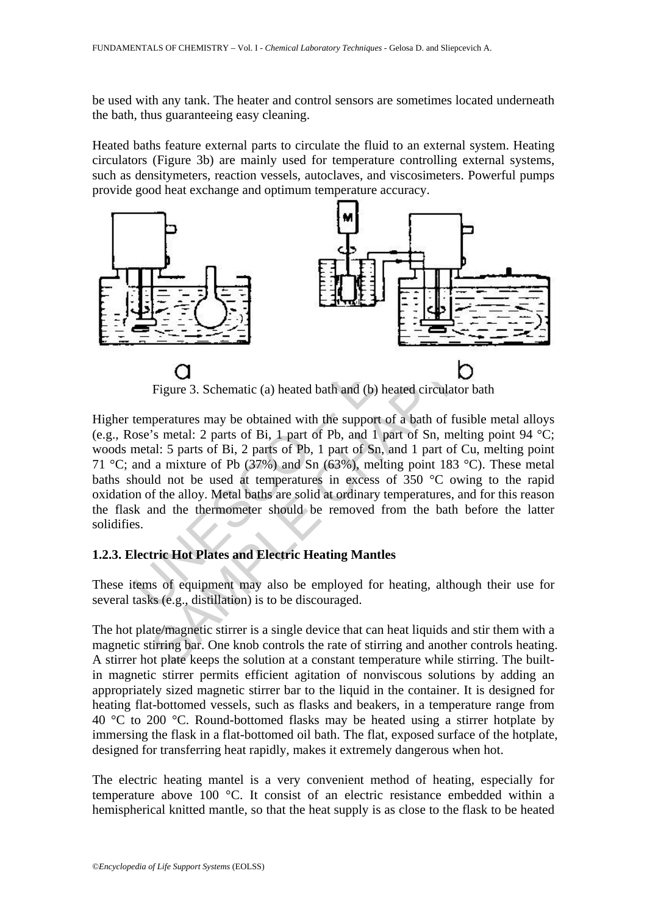be used with any tank. The heater and control sensors are sometimes located underneath the bath, thus guaranteeing easy cleaning.

Heated baths feature external parts to circulate the fluid to an external system. Heating circulators (Figure 3b) are mainly used for temperature controlling external systems, such as densitymeters, reaction vessels, autoclaves, and viscosimeters. Powerful pumps provide good heat exchange and optimum temperature accuracy.

Figure 3. Schematic (a) heated bath and (b) heated circulator bath

Higher temperatures may be obtained with the support of a bath of fusible metal alloys (e.g., Rose's metal: 2 parts of Bi, 1 part of Pb, and 1 part of Sn, melting point 94 °C; woods metal: 5 parts of Bi, 2 parts of Pb, 1 part of Sn, and 1 part of Cu, melting point 71 °C; and a mixture of Pb (37%) and Sn (63%), melting point 183 °C). These metal baths should not be used at temperatures in excess of 350 °C owing to the rapid oxidation of the alloy. Metal baths are solid at ordinary temperatures, and for this reason the flask and the thermometer should be removed from the bath before the latter solidifies.

### 1.2.3. Electric Hot Plates and Electric Heating Mantles

These items of equipment may also be employed for heating, although their use for several tasks (e.g., distillation) is to be discouraged.

The hot plate/magnetic stirrer is a single device that can heat liquids and stir them with a magnetic stirring bar. One knob controls the rate of stirring and another controls heating. A stirrer hot plate keeps the solution at a constant temperature while stirring. The built-in magnetic stirrer permits efficient agitation of nonviscous solutions by adding an appropriately sized magnetic stirrer bar to the liquid in the container. It is designed for heating flat-bottomed vessels, such as flasks and beakers, in a temperature range from 40 °C to 200 °C. Round-bottomed flasks may be heated using a stirrer hotplate by immersing the flask in a flat-bottomed oil bath. The flat, exposed surface of the hotplate, designed for transferring heat rapidly, makes it extremely dangerous when hot.

The electric heating mantel is a very convenient method of heating, especially for temperature above 100 °C. It consist of an electric resistance embedded within a hemispherical knitted mantle, so that the heat supply is as close to the flask to be heated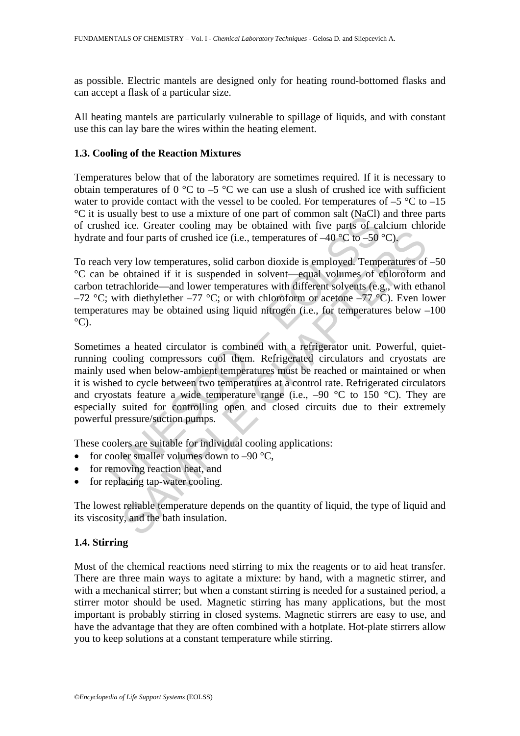as possible. Electric mantels are designed only for heating round-bottomed flasks and can accept a flask of a particular size.

All heating mantels are particularly vulnerable to spillage of liquids, and with constant use this can lay bare the wires within the heating element.

### 1.3. Cooling of the Reaction Mixtures

Temperatures below that of the laboratory are sometimes required. If it is necessary to obtain temperatures of 0 °C to –5 °C we can use a slush of crushed ice with sufficient water to provide contact with the vessel to be cooled. For temperatures of –5 °C to –15 °C it is usually best to use a mixture of one part of common salt (NaCl) and three parts of crushed ice. Greater cooling may be obtained with five parts of calcium chloride hydrate and four parts of crushed ice (i.e., temperatures of –40 °C to –50 °C).

To reach very low temperatures, solid carbon dioxide is employed. Temperatures of –50 °C can be obtained if it is suspended in solvent—equal volumes of chloroform and carbon tetrachloride—and lower temperatures with different solvents (e.g., with ethanol –72 °C; with diethylether –77 °C; or with chloroform or acetone –77 °C). Even lower temperatures may be obtained using liquid nitrogen (i.e., for temperatures below –100 °C).

Sometimes a heated circulator is combined with a refrigerator unit. Powerful, quiet-running cooling compressors cool them. Refrigerated circulators and cryostats are mainly used when below-ambient temperatures must be reached or maintained or when it is wished to cycle between two temperatures at a control rate. Refrigerated circulators and cryostats feature a wide temperature range (i.e., –90 °C to 150 °C). They are especially suited for controlling open and closed circuits due to their extremely powerful pressure/suction pumps.

These coolers are suitable for individual cooling applications:

- for cooler smaller volumes down to –90 °C,
- for removing reaction heat, and
- for replacing tap-water cooling.

The lowest reliable temperature depends on the quantity of liquid, the type of liquid and its viscosity, and the bath insulation.

### 1.4. Stirring

Most of the chemical reactions need stirring to mix the reagents or to aid heat transfer. There are three main ways to agitate a mixture: by hand, with a magnetic stirrer, and with a mechanical stirrer; but when a constant stirring is needed for a sustained period, a stirrer motor should be used. Magnetic stirring has many applications, but the most important is probably stirring in closed systems. Magnetic stirrers are easy to use, and have the advantage that they are often combined with a hotplate. Hot-plate stirrers allow you to keep solutions at a constant temperature while stirring.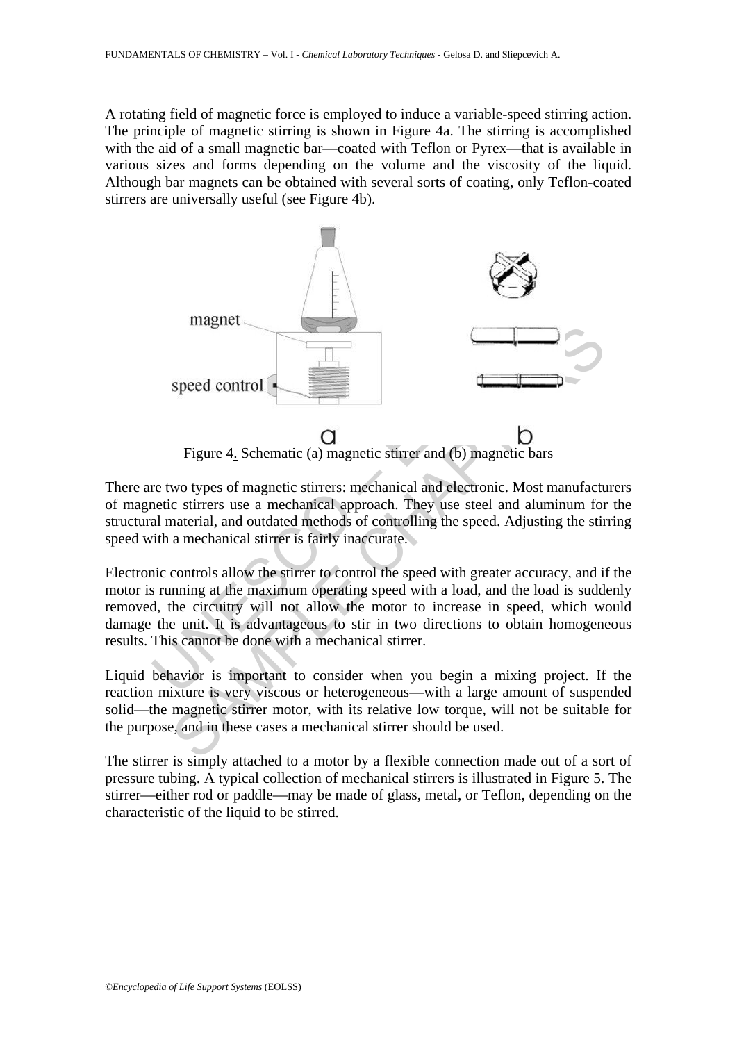A rotating field of magnetic force is employed to induce a variable-speed stirring action. The principle of magnetic stirring is shown in Figure 4a. The stirring is accomplished with the aid of a small magnetic bar—coated with Teflon or Pyrex—that is available in various sizes and forms depending on the volume and the viscosity of the liquid. Although bar magnets can be obtained with several sorts of coating, only Teflon-coated stirrers are universally useful (see Figure 4b).

Figure 4. Schematic (a) magnetic stirrer and (b) magnetic bars

There are two types of magnetic stirrers: mechanical and electronic. Most manufacturers of magnetic stirrers use a mechanical approach. They use steel and aluminum for the structural material, and outdated methods of controlling the speed. Adjusting the stirring speed with a mechanical stirrer is fairly inaccurate.

Electronic controls allow the stirrer to control the speed with greater accuracy, and if the motor is running at the maximum operating speed with a load, and the load is suddenly removed, the circuitry will not allow the motor to increase in speed, which would damage the unit. It is advantageous to stir in two directions to obtain homogeneous results. This cannot be done with a mechanical stirrer.

Liquid behavior is important to consider when you begin a mixing project. If the reaction mixture is very viscous or heterogeneous—with a large amount of suspended solid—the magnetic stirrer motor, with its relative low torque, will not be suitable for the purpose, and in these cases a mechanical stirrer should be used.

The stirrer is simply attached to a motor by a flexible connection made out of a sort of pressure tubing. A typical collection of mechanical stirrers is illustrated in Figure 5. The stirrer—either rod or paddle—may be made of glass, metal, or Teflon, depending on the characteristic of the liquid to be stirred.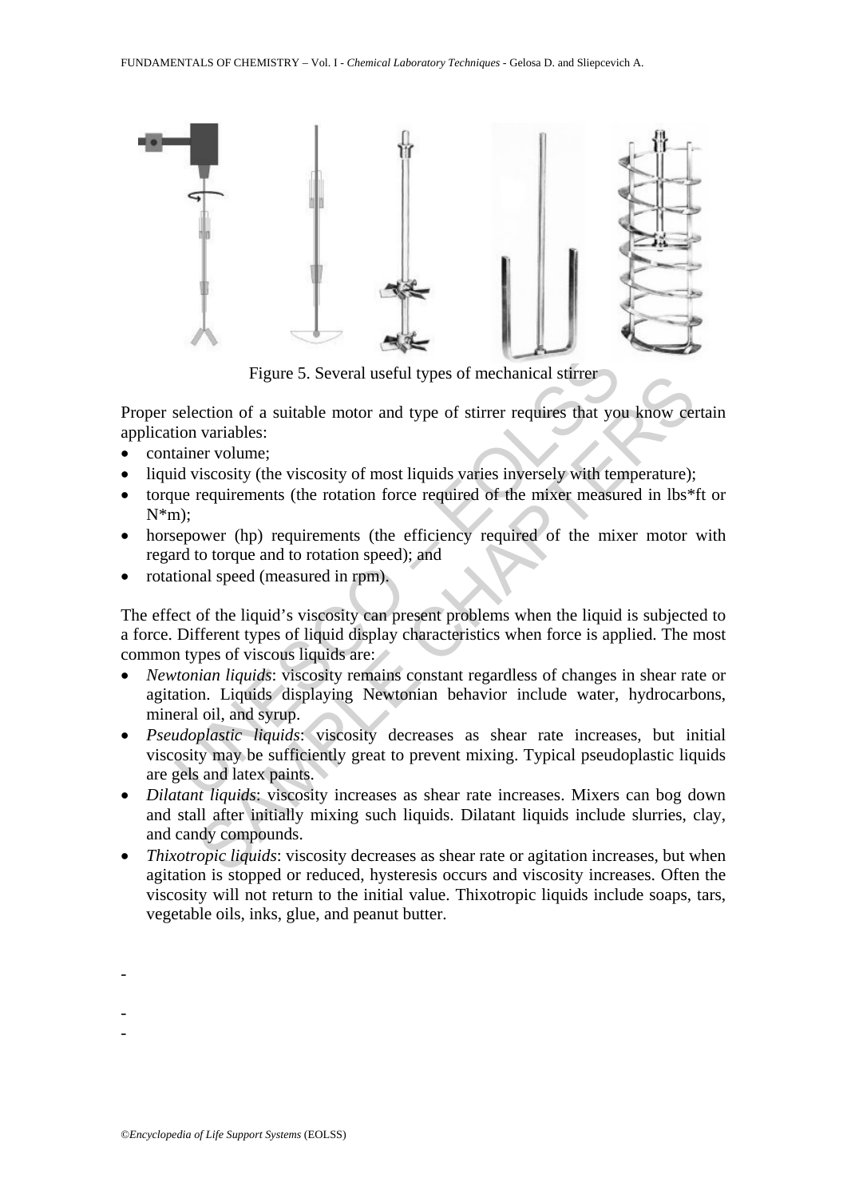Figure 5. Several useful types of mechanical stirrer

Proper selection of a suitable motor and type of stirrer requires that you know certain application variables:

- container volume;
- liquid viscosity (the viscosity of most liquids varies inversely with temperature);
- torque requirements (the rotation force required of the mixer measured in lbs*ft or N*m);
- horsepower (hp) requirements (the efficiency required of the mixer motor with regard to torque and to rotation speed); and
- rotational speed (measured in rpm).

The effect of the liquid's viscosity can present problems when the liquid is subjected to a force. Different types of liquid display characteristics when force is applied. The most common types of viscous liquids are:

- *Newtonian liquids*: viscosity remains constant regardless of changes in shear rate or agitation. Liquids displaying Newtonian behavior include water, hydrocarbons, mineral oil, and syrup.
- *Pseudoplastic liquids*: viscosity decreases as shear rate increases, but initial viscosity may be sufficiently great to prevent mixing. Typical pseudoplastic liquids are gels and latex paints.
- *Dilatant liquids*: viscosity increases as shear rate increases. Mixers can bog down and stall after initially mixing such liquids. Dilatant liquids include slurries, clay, and candy compounds.
- *Thixotropic liquids*: viscosity decreases as shear rate or agitation increases, but when agitation is stopped or reduced, hysteresis occurs and viscosity increases. Often the viscosity will not return to the initial value. Thixotropic liquids include soaps, tars, vegetable oils, inks, glue, and peanut butter.

-

-
-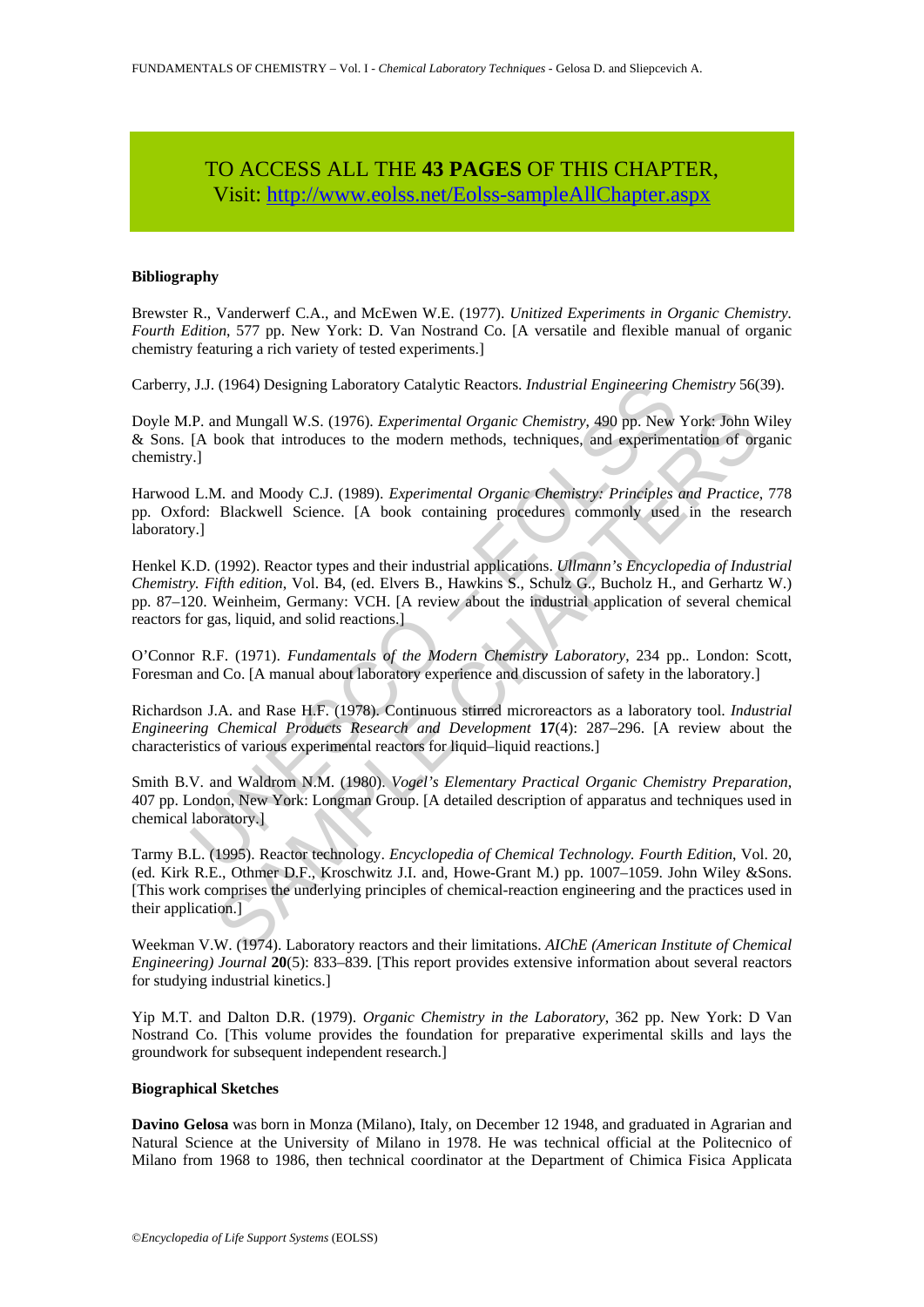TO ACCESS ALL THE **43 PAGES** OF THIS CHAPTER,
Visit: http://www.eolss.net/Eolss-sampleAllChapter.aspx

#### Bibliography

Brewster R., Vanderwerf C.A., and McEwen W.E. (1977). *Unitized Experiments in Organic Chemistry. Fourth Edition*, 577 pp. New York: D. Van Nostrand Co. [A versatile and flexible manual of organic chemistry featuring a rich variety of tested experiments.]

Carberry, J.J. (1964) Designing Laboratory Catalytic Reactors. *Industrial Engineering Chemistry* 56(39).

Doyle M.P. and Mungall W.S. (1976). *Experimental Organic Chemistry*, 490 pp. New York: John Wiley & Sons. [A book that introduces to the modern methods, techniques, and experimentation of organic chemistry.]

Harwood L.M. and Moody C.J. (1989). *Experimental Organic Chemistry: Principles and Practice*, 778 pp. Oxford: Blackwell Science. [A book containing procedures commonly used in the research laboratory.]

Henkel K.D. (1992). Reactor types and their industrial applications. *Ullmann's Encyclopedia of Industrial Chemistry. Fifth edition*, Vol. B4, (ed. Elvers B., Hawkins S., Schulz G., Bucholz H., and Gerhartz W.) pp. 87–120. Weinheim, Germany: VCH. [A review about the industrial application of several chemical reactors for gas, liquid, and solid reactions.]

O'Connor R.F. (1971). *Fundamentals of the Modern Chemistry Laboratory*, 234 pp.. London: Scott, Foresman and Co. [A manual about laboratory experience and discussion of safety in the laboratory.]

Richardson J.A. and Rase H.F. (1978). Continuous stirred microreactors as a laboratory tool. *Industrial Engineering Chemical Products Research and Development* **17**(4): 287–296. [A review about the characteristics of various experimental reactors for liquid–liquid reactions.]

Smith B.V. and Waldrom N.M. (1980). *Vogel's Elementary Practical Organic Chemistry Preparation*, 407 pp. London, New York: Longman Group. [A detailed description of apparatus and techniques used in chemical laboratory.]

Tarmy B.L. (1995). Reactor technology. *Encyclopedia of Chemical Technology. Fourth Edition*, Vol. 20, (ed. Kirk R.E., Othmer D.F., Kroschwitz J.I. and, Howe-Grant M.) pp. 1007–1059. John Wiley &Sons. [This work comprises the underlying principles of chemical-reaction engineering and the practices used in their application.]

Weekman V.W. (1974). Laboratory reactors and their limitations. *AIChE (American Institute of Chemical Engineering) Journal* **20**(5): 833–839. [This report provides extensive information about several reactors for studying industrial kinetics.]

Yip M.T. and Dalton D.R. (1979). *Organic Chemistry in the Laboratory*, 362 pp. New York: D Van Nostrand Co. [This volume provides the foundation for preparative experimental skills and lays the groundwork for subsequent independent research.]

#### Biographical Sketches

**Davino Gelosa** was born in Monza (Milano), Italy, on December 12 1948, and graduated in Agrarian and Natural Science at the University of Milano in 1978. He was technical official at the Politecnico of Milano from 1968 to 1986, then technical coordinator at the Department of Chimica Fisica Applicata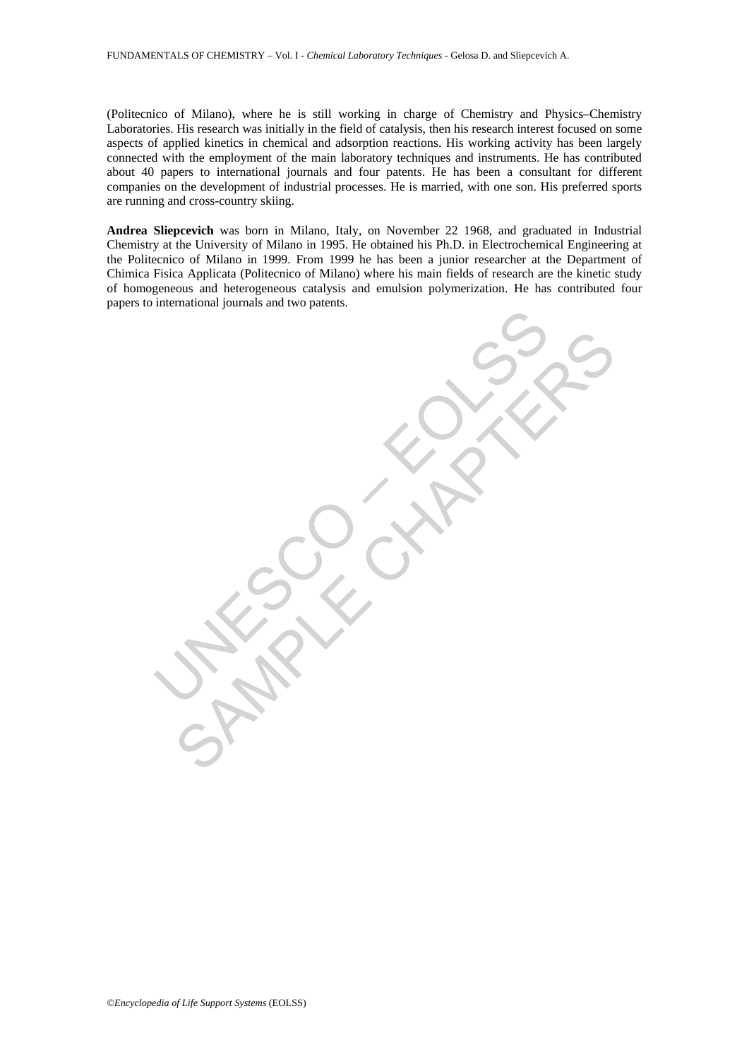(Politecnico of Milano), where he is still working in charge of Chemistry and Physics–Chemistry Laboratories. His research was initially in the field of catalysis, then his research interest focused on some aspects of applied kinetics in chemical and adsorption reactions. His working activity has been largely connected with the employment of the main laboratory techniques and instruments. He has contributed about 40 papers to international journals and four patents. He has been a consultant for different companies on the development of industrial processes. He is married, with one son. His preferred sports are running and cross-country skiing.

**Andrea Sliepcevich** was born in Milano, Italy, on November 22 1968, and graduated in Industrial Chemistry at the University of Milano in 1995. He obtained his Ph.D. in Electrochemical Engineering at the Politecnico of Milano in 1999. From 1999 he has been a junior researcher at the Department of Chimica Fisica Applicata (Politecnico of Milano) where his main fields of research are the kinetic study of homogeneous and heterogeneous catalysis and emulsion polymerization. He has contributed four papers to international journals and two patents.